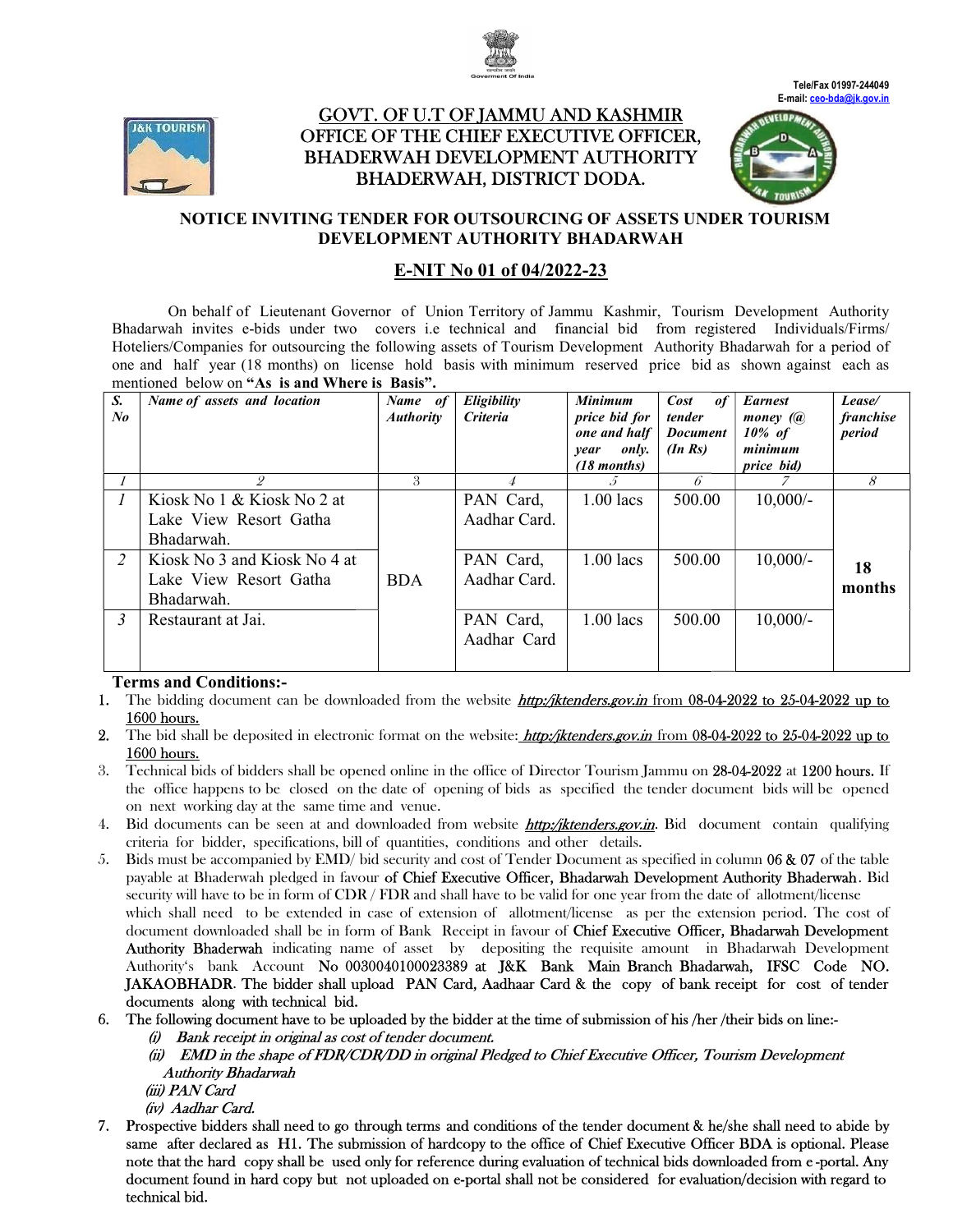Tele/Fax 01997-244049
E-mail: ceo-bda@jk.gov.in

# GOVT. OF U.T OF JAMMU AND KASHMIR
## OFFICE OF THE CHIEF EXECUTIVE OFFICER, BHADERWAH DEVELOPMENT AUTHORITY BHADERWAH, DISTRICT DODA.

### NOTICE INVITING TENDER FOR OUTSOURCING OF ASSETS UNDER TOURISM DEVELOPMENT AUTHORITY BHADARWAH

### E-NIT No 01 of 04/2022-23

On behalf of Lieutenant Governor of Union Territory of Jammu Kashmir, Tourism Development Authority Bhadarwah invites e-bids under two covers i.e technical and financial bid from registered Individuals/Firms/ Hoteliers/Companies for outsourcing the following assets of Tourism Development Authority Bhadarwah for a period of one and half year (18 months) on license hold basis with minimum reserved price bid as shown against each as mentioned below on **"As is and Where is Basis"**.

| *S. No* | *Name of assets and location* | *Name of Authority* | *Eligibility Criteria* | *Minimum price bid for one and half year only. (18 months)* | *Cost of tender Document (In Rs)* | *Earnest money (@ 10% of minimum price bid)* | *Lease/ franchise period* |
|---|---|---|---|---|---|---|---|
| *1* | *2* | *3* | *4* | *5* | *6* | *7* | *8* |
| *1* | Kiosk No 1 & Kiosk No 2 at Lake View Resort Gatha Bhadarwah. | BDA | PAN Card, Aadhar Card. | 1.00 lacs | 500.00 | 10,000/- | **18 months** |
| *2* | Kiosk No 3 and Kiosk No 4 at Lake View Resort Gatha Bhadarwah. | | PAN Card, Aadhar Card. | 1.00 lacs | 500.00 | 10,000/- | |
| *3* | Restaurant at Jai. | | PAN Card, Aadhar Card | 1.00 lacs | 500.00 | 10,000/- | |

**Terms and Conditions:-**

1. The bidding document can be downloaded from the website *http:/jktenders.gov.in* from 08-04-2022 to 25-04-2022 up to 1600 hours.
2. The bid shall be deposited in electronic format on the website: *http:/jktenders.gov.in* from 08-04-2022 to 25-04-2022 up to 1600 hours.
3. Technical bids of bidders shall be opened online in the office of Director Tourism Jammu on 28-04-2022 at 1200 hours. If the office happens to be closed on the date of opening of bids as specified the tender document bids will be opened on next working day at the same time and venue.
4. Bid documents can be seen at and downloaded from website *http:/jktenders.gov.in*. Bid document contain qualifying criteria for bidder, specifications, bill of quantities, conditions and other details.
5. Bids must be accompanied by EMD/ bid security and cost of Tender Document as specified in column 06 & 07 of the table payable at Bhaderwah pledged in favour of Chief Executive Officer, Bhadarwah Development Authority Bhaderwah. Bid security will have to be in form of CDR / FDR and shall have to be valid for one year from the date of allotment/license which shall need to be extended in case of extension of allotment/license as per the extension period. The cost of document downloaded shall be in form of Bank Receipt in favour of Chief Executive Officer, Bhadarwah Development Authority Bhaderwah indicating name of asset by depositing the requisite amount in Bhadarwah Development Authority's bank Account No 0030040100023389 at J&K Bank Main Branch Bhadarwah, IFSC Code NO. JAKAOBHADR. The bidder shall upload PAN Card, Aadhaar Card & the copy of bank receipt for cost of tender documents along with technical bid.
6. The following document have to be uploaded by the bidder at the time of submission of his /her /their bids on line:-
   - *(i) Bank receipt in original as cost of tender document.*
   - *(ii) EMD in the shape of FDR/CDR/DD in original Pledged to Chief Executive Officer, Tourism Development Authority Bhadarwah*
   - *(iii) PAN Card*
   - *(iv) Aadhar Card.*
7. Prospective bidders shall need to go through terms and conditions of the tender document & he/she shall need to abide by same after declared as H1. The submission of hardcopy to the office of Chief Executive Officer BDA is optional. Please note that the hard copy shall be used only for reference during evaluation of technical bids downloaded from e-portal. Any document found in hard copy but not uploaded on e-portal shall not be considered for evaluation/decision with regard to technical bid.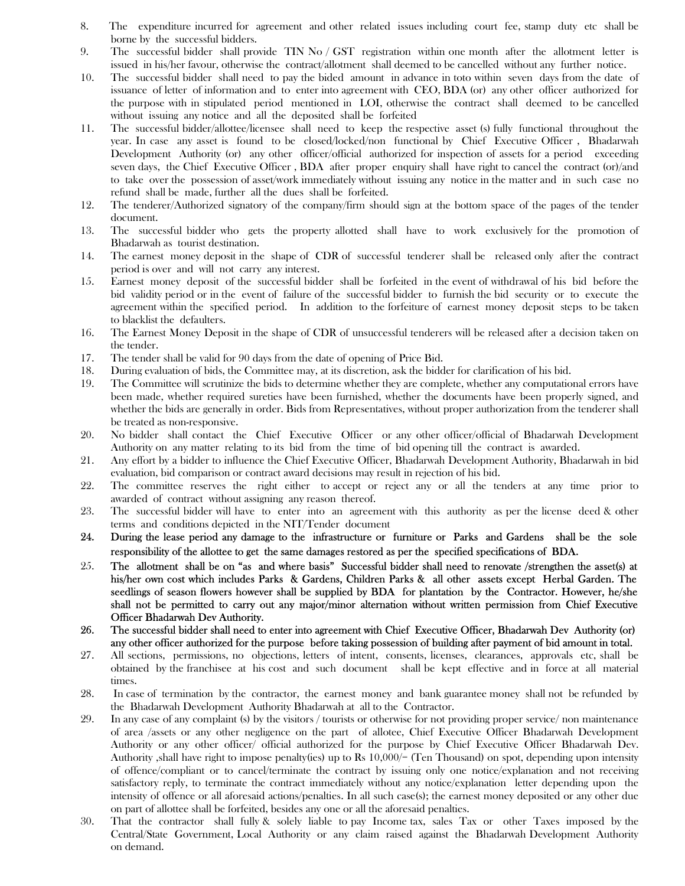8. The expenditure incurred for agreement and other related issues including court fee, stamp duty etc shall be borne by the successful bidders.
9. The successful bidder shall provide TIN No / GST registration within one month after the allotment letter is issued in his/her favour, otherwise the contract/allotment shall deemed to be cancelled without any further notice.
10. The successful bidder shall need to pay the bided amount in advance in toto within seven days from the date of issuance of letter of information and to enter into agreement with CEO, BDA (or) any other officer authorized for the purpose with in stipulated period mentioned in LOI, otherwise the contract shall deemed to be cancelled without issuing any notice and all the deposited shall be forfeited
11. The successful bidder/allottee/licensee shall need to keep the respective asset (s) fully functional throughout the year. In case any asset is found to be closed/locked/non functional by Chief Executive Officer , Bhadarwah Development Authority (or) any other officer/official authorized for inspection of assets for a period exceeding seven days, the Chief Executive Officer , BDA after proper enquiry shall have right to cancel the contract (or)/and to take over the possession of asset/work immediately without issuing any notice in the matter and in such case no refund shall be made, further all the dues shall be forfeited.
12. The tenderer/Authorized signatory of the company/firm should sign at the bottom space of the pages of the tender document.
13. The successful bidder who gets the property allotted shall have to work exclusively for the promotion of Bhadarwah as tourist destination.
14. The earnest money deposit in the shape of CDR of successful tenderer shall be released only after the contract period is over and will not carry any interest.
15. Earnest money deposit of the successful bidder shall be forfeited in the event of withdrawal of his bid before the bid validity period or in the event of failure of the successful bidder to furnish the bid security or to execute the agreement within the specified period. In addition to the forfeiture of earnest money deposit steps to be taken to blacklist the defaulters.
16. The Earnest Money Deposit in the shape of CDR of unsuccessful tenderers will be released after a decision taken on the tender.
17. The tender shall be valid for 90 days from the date of opening of Price Bid.
18. During evaluation of bids, the Committee may, at its discretion, ask the bidder for clarification of his bid.
19. The Committee will scrutinize the bids to determine whether they are complete, whether any computational errors have been made, whether required sureties have been furnished, whether the documents have been properly signed, and whether the bids are generally in order. Bids from Representatives, without proper authorization from the tenderer shall be treated as non-responsive.
20. No bidder shall contact the Chief Executive Officer or any other officer/official of Bhadarwah Development Authority on any matter relating to its bid from the time of bid opening till the contract is awarded.
21. Any effort by a bidder to influence the Chief Executive Officer, Bhadarwah Development Authority, Bhadarwah in bid evaluation, bid comparison or contract award decisions may result in rejection of his bid.
22. The committee reserves the right either to accept or reject any or all the tenders at any time prior to awarded of contract without assigning any reason thereof.
23. The successful bidder will have to enter into an agreement with this authority as per the license deed & other terms and conditions depicted in the NIT/Tender document
24. **During the lease period any damage to the infrastructure or furniture or Parks and Gardens shall be the sole responsibility of the allottee to get the same damages restored as per the specified specifications of BDA.**
25. **The allotment shall be on "as and where basis" Successful bidder shall need to renovate /strengthen the asset(s) at his/her own cost which includes Parks & Gardens, Children Parks & all other assets except Herbal Garden. The seedlings of season flowers however shall be supplied by BDA for plantation by the Contractor. However, he/she shall not be permitted to carry out any major/minor alternation without written permission from Chief Executive Officer Bhadarwah Dev Authority.**
26. **The successful bidder shall need to enter into agreement with Chief Executive Officer, Bhadarwah Dev Authority (or) any other officer authorized for the purpose before taking possession of building after payment of bid amount in total.**
27. All sections, permissions, no objections, letters of intent, consents, licenses, clearances, approvals etc, shall be obtained by the franchisee at his cost and such document shall be kept effective and in force at all material times.
28. In case of termination by the contractor, the earnest money and bank guarantee money shall not be refunded by the Bhadarwah Development Authority Bhadarwah at all to the Contractor.
29. In any case of any complaint (s) by the visitors / tourists or otherwise for not providing proper service/ non maintenance of area /assets or any other negligence on the part of allotee, Chief Executive Officer Bhadarwah Development Authority or any other officer/ official authorized for the purpose by Chief Executive Officer Bhadarwah Dev. Authority ,shall have right to impose penalty(ies) up to Rs 10,000/= (Ten Thousand) on spot, depending upon intensity of offence/compliant or to cancel/terminate the contract by issuing only one notice/explanation and not receiving satisfactory reply, to terminate the contract immediately without any notice/explanation letter depending upon the intensity of offence or all aforesaid actions/penalties. In all such case(s); the earnest money deposited or any other due on part of allotee shall be forfeited, besides any one or all the aforesaid penalties.
30. That the contractor shall fully & solely liable to pay Income tax, sales Tax or other Taxes imposed by the Central/State Government, Local Authority or any claim raised against the Bhadarwah Development Authority on demand.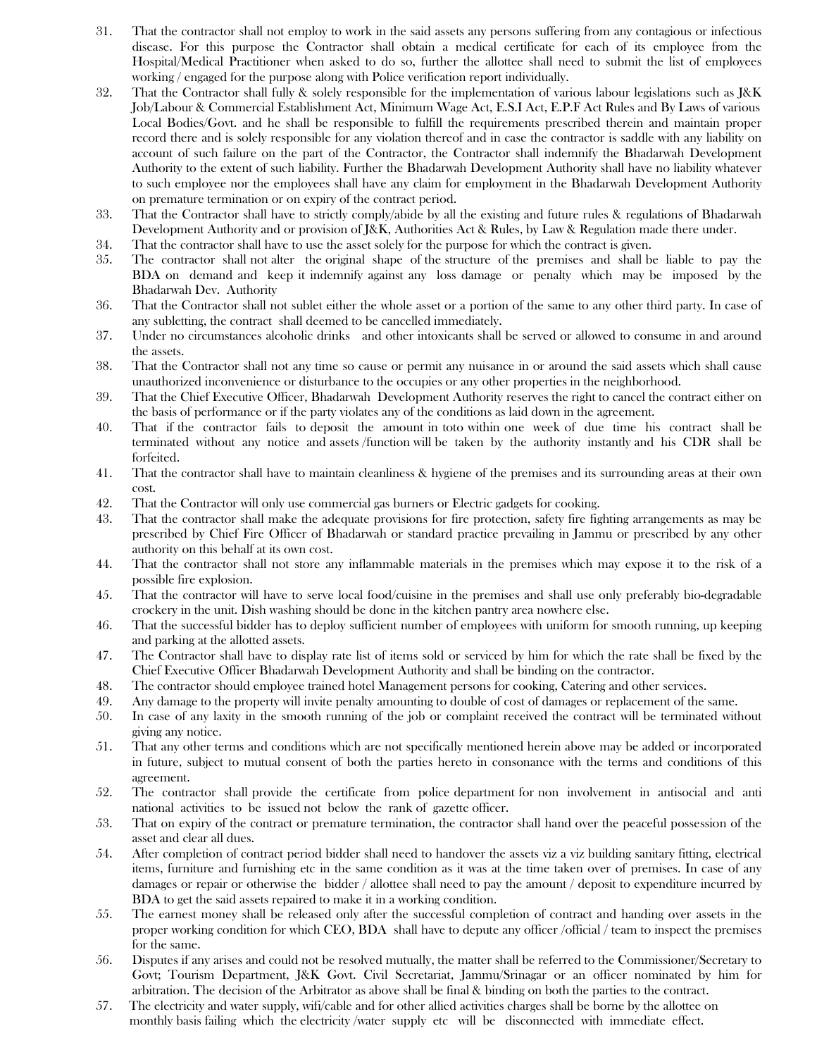31. That the contractor shall not employ to work in the said assets any persons suffering from any contagious or infectious disease. For this purpose the Contractor shall obtain a medical certificate for each of its employee from the Hospital/Medical Practitioner when asked to do so, further the allottee shall need to submit the list of employees working / engaged for the purpose along with Police verification report individually.
32. That the Contractor shall fully & solely responsible for the implementation of various labour legislations such as J&K Job/Labour & Commercial Establishment Act, Minimum Wage Act, E.S.I Act, E.P.F Act Rules and By Laws of various Local Bodies/Govt. and he shall be responsible to fulfill the requirements prescribed therein and maintain proper record there and is solely responsible for any violation thereof and in case the contractor is saddle with any liability on account of such failure on the part of the Contractor, the Contractor shall indemnify the Bhadarwah Development Authority to the extent of such liability. Further the Bhadarwah Development Authority shall have no liability whatever to such employee nor the employees shall have any claim for employment in the Bhadarwah Development Authority on premature termination or on expiry of the contract period.
33. That the Contractor shall have to strictly comply/abide by all the existing and future rules & regulations of Bhadarwah Development Authority and or provision of J&K, Authorities Act & Rules, by Law & Regulation made there under.
34. That the contractor shall have to use the asset solely for the purpose for which the contract is given.
35. The contractor shall not alter the original shape of the structure of the premises and shall be liable to pay the BDA on demand and keep it indemnify against any loss damage or penalty which may be imposed by the Bhadarwah Dev. Authority
36. That the Contractor shall not sublet either the whole asset or a portion of the same to any other third party. In case of any subletting, the contract shall deemed to be cancelled immediately.
37. Under no circumstances alcoholic drinks and other intoxicants shall be served or allowed to consume in and around the assets.
38. That the Contractor shall not any time so cause or permit any nuisance in or around the said assets which shall cause unauthorized inconvenience or disturbance to the occupies or any other properties in the neighborhood.
39. That the Chief Executive Officer, Bhadarwah Development Authority reserves the right to cancel the contract either on the basis of performance or if the party violates any of the conditions as laid down in the agreement.
40. That if the contractor fails to deposit the amount in toto within one week of due time his contract shall be terminated without any notice and assets /function will be taken by the authority instantly and his CDR shall be forfeited.
41. That the contractor shall have to maintain cleanliness & hygiene of the premises and its surrounding areas at their own cost.
42. That the Contractor will only use commercial gas burners or Electric gadgets for cooking.
43. That the contractor shall make the adequate provisions for fire protection, safety fire fighting arrangements as may be prescribed by Chief Fire Officer of Bhadarwah or standard practice prevailing in Jammu or prescribed by any other authority on this behalf at its own cost.
44. That the contractor shall not store any inflammable materials in the premises which may expose it to the risk of a possible fire explosion.
45. That the contractor will have to serve local food/cuisine in the premises and shall use only preferably bio-degradable crockery in the unit. Dish washing should be done in the kitchen pantry area nowhere else.
46. That the successful bidder has to deploy sufficient number of employees with uniform for smooth running, up keeping and parking at the allotted assets.
47. The Contractor shall have to display rate list of items sold or serviced by him for which the rate shall be fixed by the Chief Executive Officer Bhadarwah Development Authority and shall be binding on the contractor.
48. The contractor should employee trained hotel Management persons for cooking, Catering and other services.
49. Any damage to the property will invite penalty amounting to double of cost of damages or replacement of the same.
50. In case of any laxity in the smooth running of the job or complaint received the contract will be terminated without giving any notice.
51. That any other terms and conditions which are not specifically mentioned herein above may be added or incorporated in future, subject to mutual consent of both the parties hereto in consonance with the terms and conditions of this agreement.
52. The contractor shall provide the certificate from police department for non involvement in antisocial and anti national activities to be issued not below the rank of gazette officer.
53. That on expiry of the contract or premature termination, the contractor shall hand over the peaceful possession of the asset and clear all dues.
54. After completion of contract period bidder shall need to handover the assets viz a viz building sanitary fitting, electrical items, furniture and furnishing etc in the same condition as it was at the time taken over of premises. In case of any damages or repair or otherwise the bidder / allottee shall need to pay the amount / deposit to expenditure incurred by BDA to get the said assets repaired to make it in a working condition.
55. The earnest money shall be released only after the successful completion of contract and handing over assets in the proper working condition for which CEO, BDA shall have to depute any officer /official / team to inspect the premises for the same.
56. Disputes if any arises and could not be resolved mutually, the matter shall be referred to the Commissioner/Secretary to Govt; Tourism Department, J&K Govt. Civil Secretariat, Jammu/Srinagar or an officer nominated by him for arbitration. The decision of the Arbitrator as above shall be final & binding on both the parties to the contract.
57. The electricity and water supply, wifi/cable and for other allied activities charges shall be borne by the allottee on monthly basis failing which the electricity /water supply etc will be disconnected with immediate effect.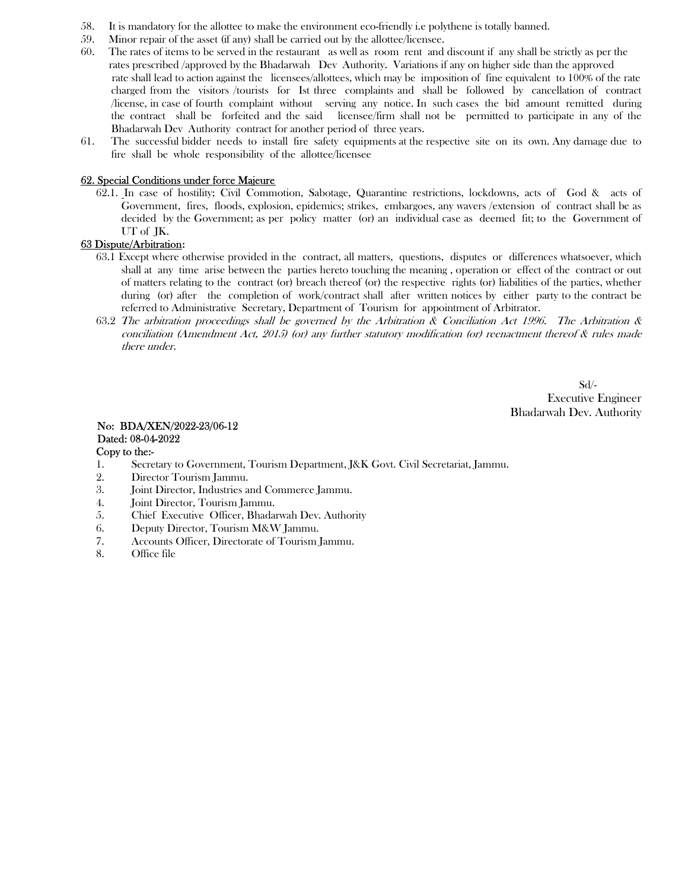58. It is mandatory for the allottee to make the environment eco-friendly i.e polythene is totally banned.
59. Minor repair of the asset (if any) shall be carried out by the allottee/licensee.
60. The rates of items to be served in the restaurant as well as room rent and discount if any shall be strictly as per the rates prescribed /approved by the Bhadarwah Dev Authority. Variations if any on higher side than the approved rate shall lead to action against the licensees/allottees, which may be imposition of fine equivalent to 100% of the rate charged from the visitors /tourists for Ist three complaints and shall be followed by cancellation of contract /license, in case of fourth complaint without serving any notice. In such cases the bid amount remitted during the contract shall be forfeited and the said licensee/firm shall not be permitted to participate in any of the Bhadarwah Dev Authority contract for another period of three years.
61. The successful bidder needs to install fire safety equipments at the respective site on its own. Any damage due to fire shall be whole responsibility of the allottee/licensee

**62. Special Conditions under force Majeure**

62.1. In case of hostility; Civil Commotion, Sabotage, Quarantine restrictions, lockdowns, acts of God & acts of Government, fires, floods, explosion, epidemics; strikes, embargoes, any wavers /extension of contract shall be as decided by the Government; as per policy matter (or) an individual case as deemed fit; to the Government of UT of JK.

**63 Dispute/Arbitration:**

63.1 Except where otherwise provided in the contract, all matters, questions, disputes or differences whatsoever, which shall at any time arise between the parties hereto touching the meaning , operation or effect of the contract or out of matters relating to the contract (or) breach thereof (or) the respective rights (or) liabilities of the parties, whether during (or) after the completion of work/contract shall after written notices by either party to the contract be referred to Administrative Secretary, Department of Tourism for appointment of Arbitrator.

63.2 *The arbitration proceedings shall be governed by the Arbitration & Conciliation Act 1996. The Arbitration & conciliation (Amendment Act, 2015) (or) any further statutory modification (or) reenactment thereof & rules made there under.*

Sd/-
Executive Engineer
Bhadarwah Dev. Authority

No: BDA/XEN/2022-23/06-12
Dated: 08-04-2022
Copy to the:-

1. Secretary to Government, Tourism Department, J&K Govt. Civil Secretariat, Jammu.
2. Director Tourism Jammu.
3. Joint Director, Industries and Commerce Jammu.
4. Joint Director, Tourism Jammu.
5. Chief Executive Officer, Bhadarwah Dev. Authority
6. Deputy Director, Tourism M&W Jammu.
7. Accounts Officer, Directorate of Tourism Jammu.
8. Office file